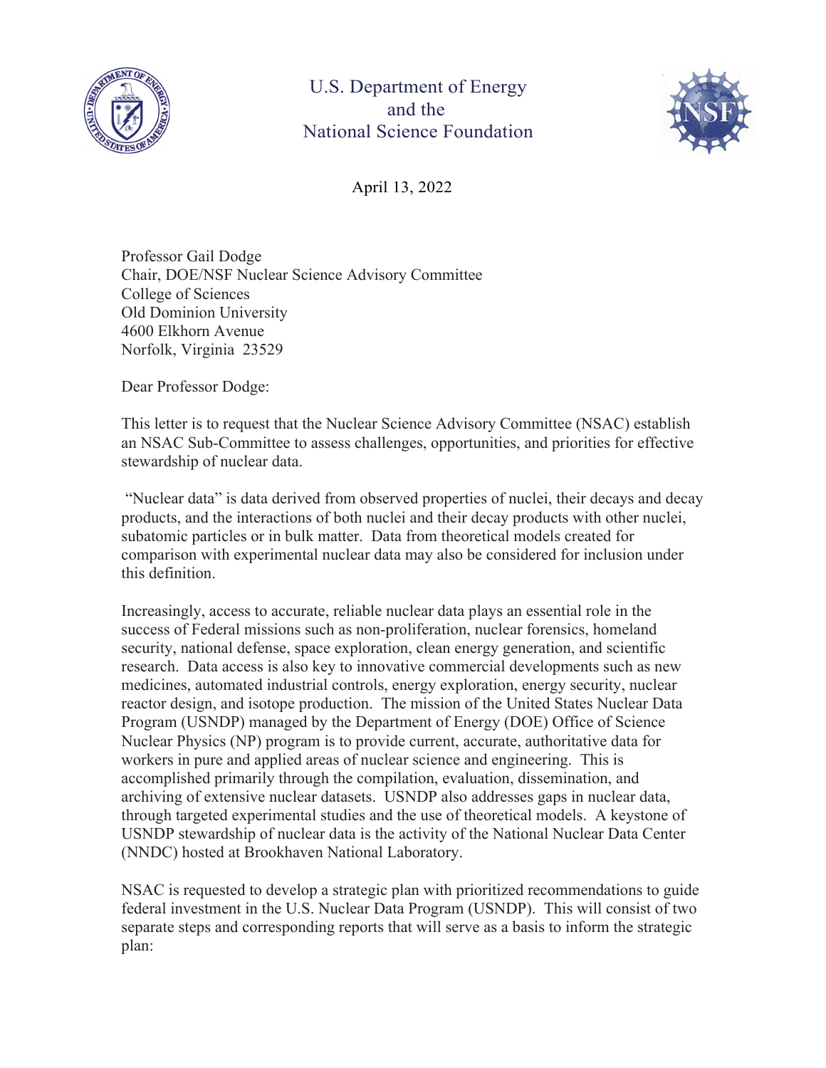U.S. Department of Energy
and the
National Science Foundation

April 13, 2022

Professor Gail Dodge
Chair, DOE/NSF Nuclear Science Advisory Committee
College of Sciences
Old Dominion University
4600 Elkhorn Avenue
Norfolk, Virginia 23529

Dear Professor Dodge:

This letter is to request that the Nuclear Science Advisory Committee (NSAC) establish an NSAC Sub-Committee to assess challenges, opportunities, and priorities for effective stewardship of nuclear data.

"Nuclear data" is data derived from observed properties of nuclei, their decays and decay products, and the interactions of both nuclei and their decay products with other nuclei, subatomic particles or in bulk matter. Data from theoretical models created for comparison with experimental nuclear data may also be considered for inclusion under this definition.

Increasingly, access to accurate, reliable nuclear data plays an essential role in the success of Federal missions such as non-proliferation, nuclear forensics, homeland security, national defense, space exploration, clean energy generation, and scientific research. Data access is also key to innovative commercial developments such as new medicines, automated industrial controls, energy exploration, energy security, nuclear reactor design, and isotope production. The mission of the United States Nuclear Data Program (USNDP) managed by the Department of Energy (DOE) Office of Science Nuclear Physics (NP) program is to provide current, accurate, authoritative data for workers in pure and applied areas of nuclear science and engineering. This is accomplished primarily through the compilation, evaluation, dissemination, and archiving of extensive nuclear datasets. USNDP also addresses gaps in nuclear data, through targeted experimental studies and the use of theoretical models. A keystone of USNDP stewardship of nuclear data is the activity of the National Nuclear Data Center (NNDC) hosted at Brookhaven National Laboratory.

NSAC is requested to develop a strategic plan with prioritized recommendations to guide federal investment in the U.S. Nuclear Data Program (USNDP). This will consist of two separate steps and corresponding reports that will serve as a basis to inform the strategic plan: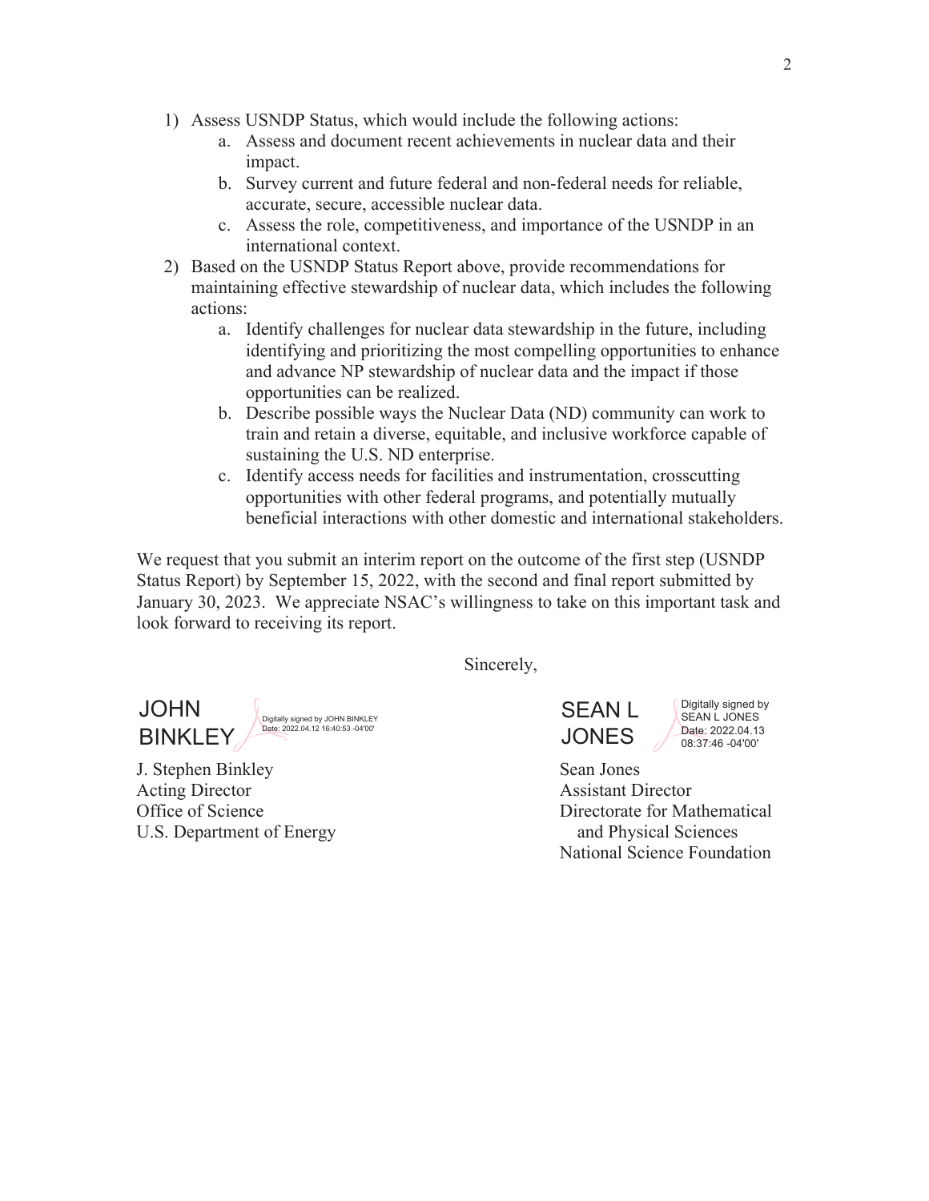1) Assess USNDP Status, which would include the following actions:
    a. Assess and document recent achievements in nuclear data and their impact.
    b. Survey current and future federal and non-federal needs for reliable, accurate, secure, accessible nuclear data.
    c. Assess the role, competitiveness, and importance of the USNDP in an international context.
2) Based on the USNDP Status Report above, provide recommendations for maintaining effective stewardship of nuclear data, which includes the following actions:
    a. Identify challenges for nuclear data stewardship in the future, including identifying and prioritizing the most compelling opportunities to enhance and advance NP stewardship of nuclear data and the impact if those opportunities can be realized.
    b. Describe possible ways the Nuclear Data (ND) community can work to train and retain a diverse, equitable, and inclusive workforce capable of sustaining the U.S. ND enterprise.
    c. Identify access needs for facilities and instrumentation, crosscutting opportunities with other federal programs, and potentially mutually beneficial interactions with other domestic and international stakeholders.

We request that you submit an interim report on the outcome of the first step (USNDP Status Report) by September 15, 2022, with the second and final report submitted by January 30, 2023. We appreciate NSAC's willingness to take on this important task and look forward to receiving its report.

Sincerely,

JOHN BINKLEY
Digitally signed by JOHN BINKLEY
Date: 2022.04.12 16:40:53 -04'00'

J. Stephen Binkley
Acting Director
Office of Science
U.S. Department of Energy

SEAN L JONES
Digitally signed by SEAN L JONES
Date: 2022.04.13 08:37:46 -04'00'

Sean Jones
Assistant Director
Directorate for Mathematical and Physical Sciences
National Science Foundation